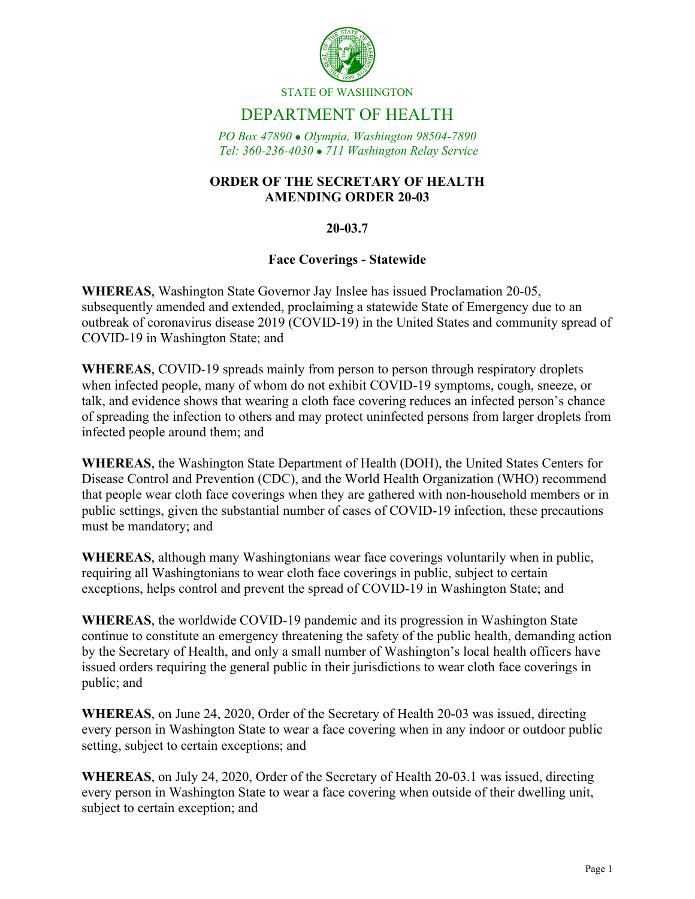STATE OF WASHINGTON

# DEPARTMENT OF HEALTH

*PO Box 47890 • Olympia, Washington 98504-7890*
*Tel: 360-236-4030 • 711 Washington Relay Service*

## ORDER OF THE SECRETARY OF HEALTH AMENDING ORDER 20-03

### 20-03.7

### Face Coverings - Statewide

**WHEREAS**, Washington State Governor Jay Inslee has issued Proclamation 20-05, subsequently amended and extended, proclaiming a statewide State of Emergency due to an outbreak of coronavirus disease 2019 (COVID-19) in the United States and community spread of COVID-19 in Washington State; and

**WHEREAS**, COVID-19 spreads mainly from person to person through respiratory droplets when infected people, many of whom do not exhibit COVID-19 symptoms, cough, sneeze, or talk, and evidence shows that wearing a cloth face covering reduces an infected person's chance of spreading the infection to others and may protect uninfected persons from larger droplets from infected people around them; and

**WHEREAS**, the Washington State Department of Health (DOH), the United States Centers for Disease Control and Prevention (CDC), and the World Health Organization (WHO) recommend that people wear cloth face coverings when they are gathered with non-household members or in public settings, given the substantial number of cases of COVID-19 infection, these precautions must be mandatory; and

**WHEREAS**, although many Washingtonians wear face coverings voluntarily when in public, requiring all Washingtonians to wear cloth face coverings in public, subject to certain exceptions, helps control and prevent the spread of COVID-19 in Washington State; and

**WHEREAS**, the worldwide COVID-19 pandemic and its progression in Washington State continue to constitute an emergency threatening the safety of the public health, demanding action by the Secretary of Health, and only a small number of Washington's local health officers have issued orders requiring the general public in their jurisdictions to wear cloth face coverings in public; and

**WHEREAS**, on June 24, 2020, Order of the Secretary of Health 20-03 was issued, directing every person in Washington State to wear a face covering when in any indoor or outdoor public setting, subject to certain exceptions; and

**WHEREAS**, on July 24, 2020, Order of the Secretary of Health 20-03.1 was issued, directing every person in Washington State to wear a face covering when outside of their dwelling unit, subject to certain exception; and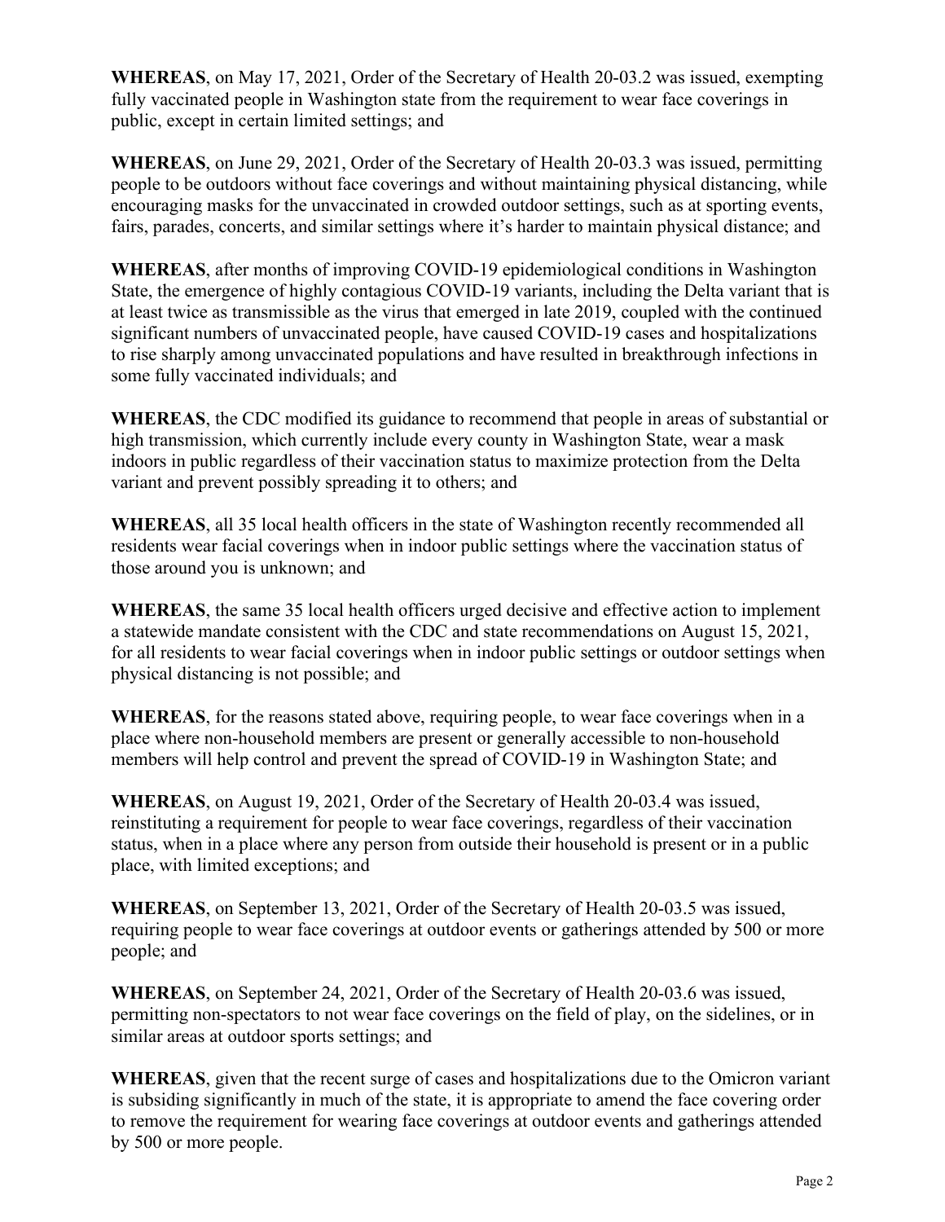**WHEREAS**, on May 17, 2021, Order of the Secretary of Health 20-03.2 was issued, exempting fully vaccinated people in Washington state from the requirement to wear face coverings in public, except in certain limited settings; and

**WHEREAS**, on June 29, 2021, Order of the Secretary of Health 20-03.3 was issued, permitting people to be outdoors without face coverings and without maintaining physical distancing, while encouraging masks for the unvaccinated in crowded outdoor settings, such as at sporting events, fairs, parades, concerts, and similar settings where it's harder to maintain physical distance; and

**WHEREAS**, after months of improving COVID-19 epidemiological conditions in Washington State, the emergence of highly contagious COVID-19 variants, including the Delta variant that is at least twice as transmissible as the virus that emerged in late 2019, coupled with the continued significant numbers of unvaccinated people, have caused COVID-19 cases and hospitalizations to rise sharply among unvaccinated populations and have resulted in breakthrough infections in some fully vaccinated individuals; and

**WHEREAS**, the CDC modified its guidance to recommend that people in areas of substantial or high transmission, which currently include every county in Washington State, wear a mask indoors in public regardless of their vaccination status to maximize protection from the Delta variant and prevent possibly spreading it to others; and

**WHEREAS**, all 35 local health officers in the state of Washington recently recommended all residents wear facial coverings when in indoor public settings where the vaccination status of those around you is unknown; and

**WHEREAS**, the same 35 local health officers urged decisive and effective action to implement a statewide mandate consistent with the CDC and state recommendations on August 15, 2021, for all residents to wear facial coverings when in indoor public settings or outdoor settings when physical distancing is not possible; and

**WHEREAS**, for the reasons stated above, requiring people, to wear face coverings when in a place where non-household members are present or generally accessible to non-household members will help control and prevent the spread of COVID-19 in Washington State; and

**WHEREAS**, on August 19, 2021, Order of the Secretary of Health 20-03.4 was issued, reinstituting a requirement for people to wear face coverings, regardless of their vaccination status, when in a place where any person from outside their household is present or in a public place, with limited exceptions; and

**WHEREAS**, on September 13, 2021, Order of the Secretary of Health 20-03.5 was issued, requiring people to wear face coverings at outdoor events or gatherings attended by 500 or more people; and

**WHEREAS**, on September 24, 2021, Order of the Secretary of Health 20-03.6 was issued, permitting non-spectators to not wear face coverings on the field of play, on the sidelines, or in similar areas at outdoor sports settings; and

**WHEREAS**, given that the recent surge of cases and hospitalizations due to the Omicron variant is subsiding significantly in much of the state, it is appropriate to amend the face covering order to remove the requirement for wearing face coverings at outdoor events and gatherings attended by 500 or more people.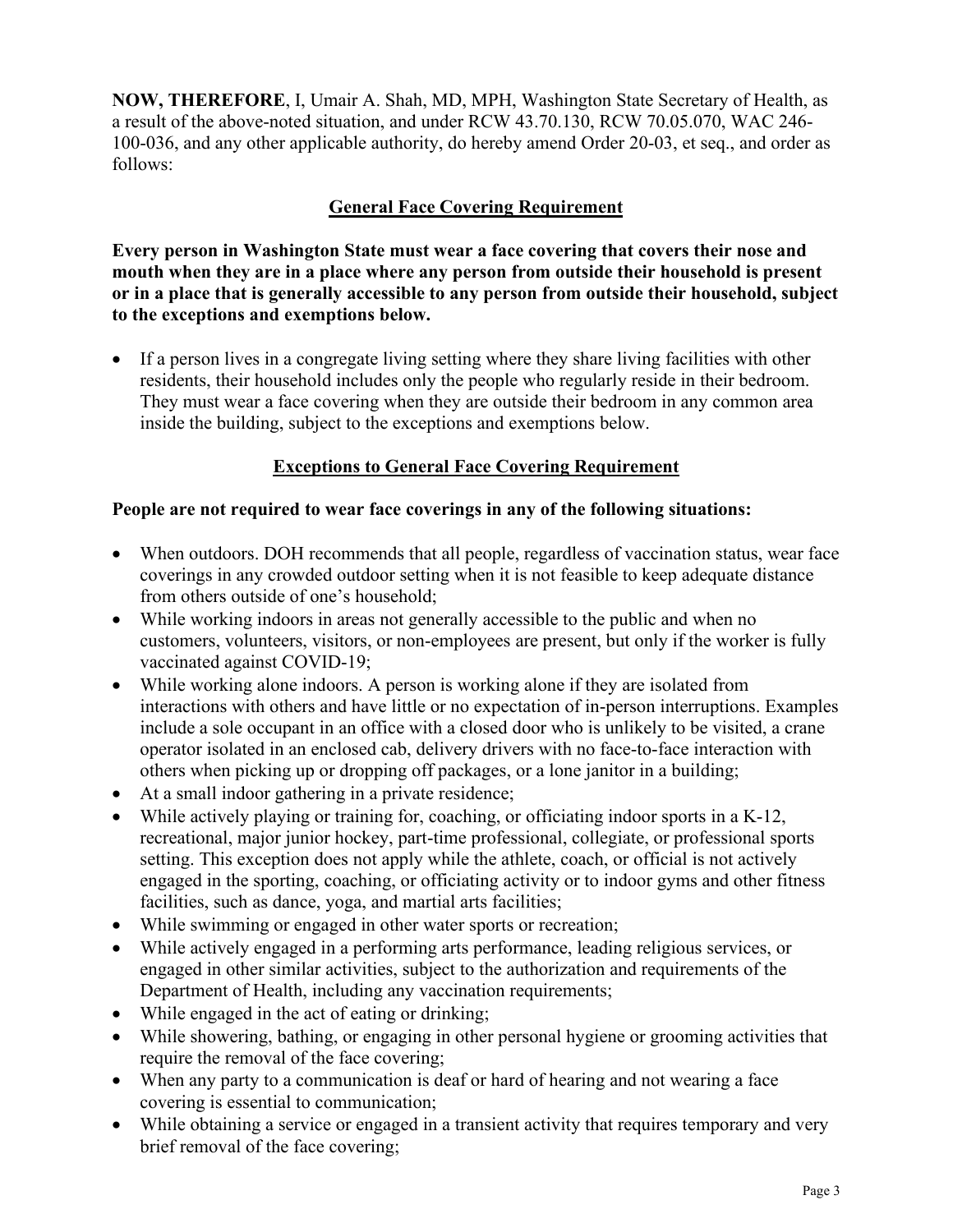**NOW, THEREFORE**, I, Umair A. Shah, MD, MPH, Washington State Secretary of Health, as a result of the above-noted situation, and under RCW 43.70.130, RCW 70.05.070, WAC 246-100-036, and any other applicable authority, do hereby amend Order 20-03, et seq., and order as follows:

## General Face Covering Requirement

**Every person in Washington State must wear a face covering that covers their nose and mouth when they are in a place where any person from outside their household is present or in a place that is generally accessible to any person from outside their household, subject to the exceptions and exemptions below.**

- If a person lives in a congregate living setting where they share living facilities with other residents, their household includes only the people who regularly reside in their bedroom. They must wear a face covering when they are outside their bedroom in any common area inside the building, subject to the exceptions and exemptions below.

## Exceptions to General Face Covering Requirement

**People are not required to wear face coverings in any of the following situations:**

- When outdoors. DOH recommends that all people, regardless of vaccination status, wear face coverings in any crowded outdoor setting when it is not feasible to keep adequate distance from others outside of one's household;
- While working indoors in areas not generally accessible to the public and when no customers, volunteers, visitors, or non-employees are present, but only if the worker is fully vaccinated against COVID-19;
- While working alone indoors. A person is working alone if they are isolated from interactions with others and have little or no expectation of in-person interruptions. Examples include a sole occupant in an office with a closed door who is unlikely to be visited, a crane operator isolated in an enclosed cab, delivery drivers with no face-to-face interaction with others when picking up or dropping off packages, or a lone janitor in a building;
- At a small indoor gathering in a private residence;
- While actively playing or training for, coaching, or officiating indoor sports in a K-12, recreational, major junior hockey, part-time professional, collegiate, or professional sports setting. This exception does not apply while the athlete, coach, or official is not actively engaged in the sporting, coaching, or officiating activity or to indoor gyms and other fitness facilities, such as dance, yoga, and martial arts facilities;
- While swimming or engaged in other water sports or recreation;
- While actively engaged in a performing arts performance, leading religious services, or engaged in other similar activities, subject to the authorization and requirements of the Department of Health, including any vaccination requirements;
- While engaged in the act of eating or drinking;
- While showering, bathing, or engaging in other personal hygiene or grooming activities that require the removal of the face covering;
- When any party to a communication is deaf or hard of hearing and not wearing a face covering is essential to communication;
- While obtaining a service or engaged in a transient activity that requires temporary and very brief removal of the face covering;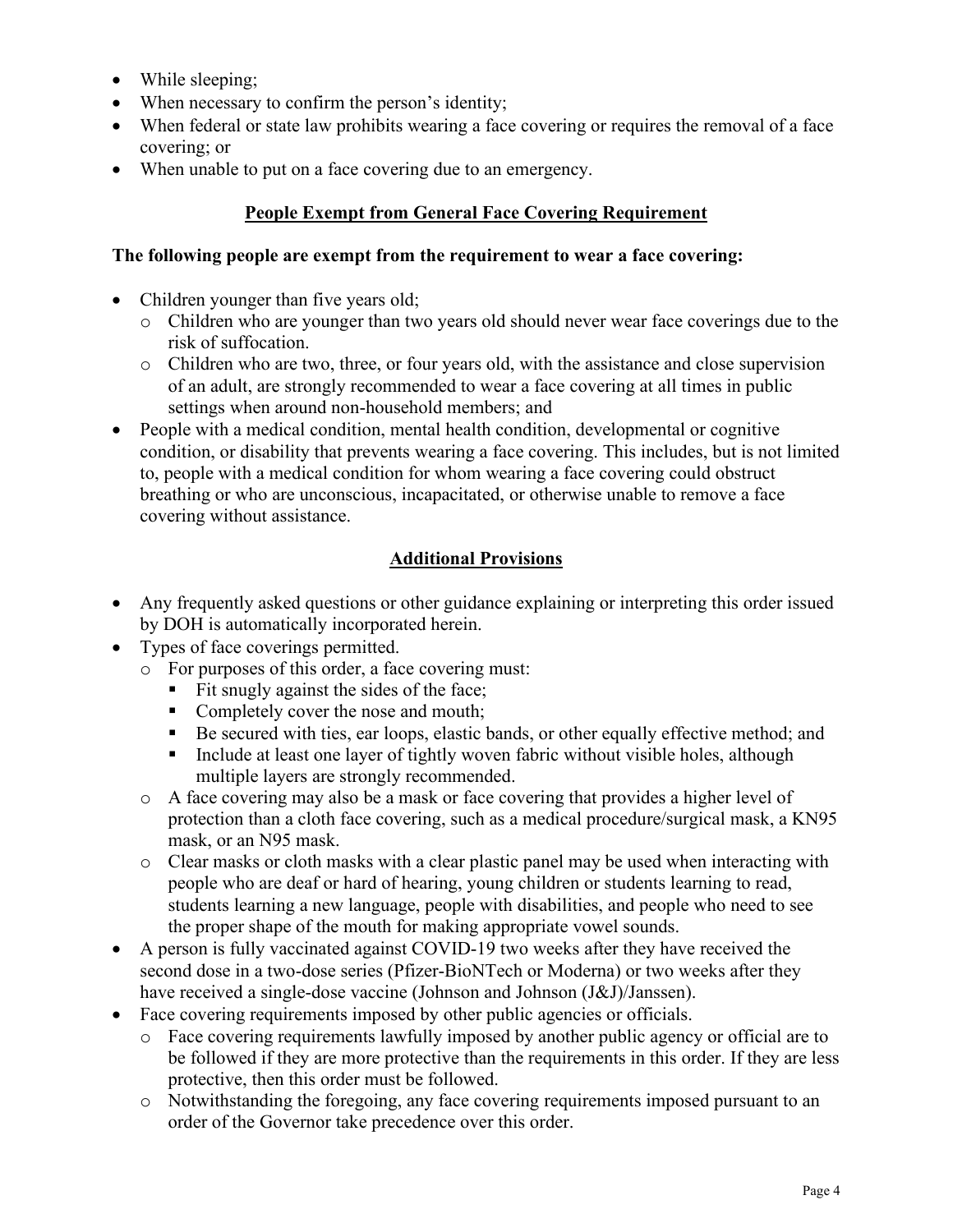- While sleeping;
- When necessary to confirm the person's identity;
- When federal or state law prohibits wearing a face covering or requires the removal of a face covering; or
- When unable to put on a face covering due to an emergency.

## People Exempt from General Face Covering Requirement

**The following people are exempt from the requirement to wear a face covering:**

- Children younger than five years old;
  - Children who are younger than two years old should never wear face coverings due to the risk of suffocation.
  - Children who are two, three, or four years old, with the assistance and close supervision of an adult, are strongly recommended to wear a face covering at all times in public settings when around non-household members; and
- People with a medical condition, mental health condition, developmental or cognitive condition, or disability that prevents wearing a face covering. This includes, but is not limited to, people with a medical condition for whom wearing a face covering could obstruct breathing or who are unconscious, incapacitated, or otherwise unable to remove a face covering without assistance.

## Additional Provisions

- Any frequently asked questions or other guidance explaining or interpreting this order issued by DOH is automatically incorporated herein.
- Types of face coverings permitted.
  - For purposes of this order, a face covering must:
    - Fit snugly against the sides of the face;
    - Completely cover the nose and mouth;
    - Be secured with ties, ear loops, elastic bands, or other equally effective method; and
    - Include at least one layer of tightly woven fabric without visible holes, although multiple layers are strongly recommended.
  - A face covering may also be a mask or face covering that provides a higher level of protection than a cloth face covering, such as a medical procedure/surgical mask, a KN95 mask, or an N95 mask.
  - Clear masks or cloth masks with a clear plastic panel may be used when interacting with people who are deaf or hard of hearing, young children or students learning to read, students learning a new language, people with disabilities, and people who need to see the proper shape of the mouth for making appropriate vowel sounds.
- A person is fully vaccinated against COVID-19 two weeks after they have received the second dose in a two-dose series (Pfizer-BioNTech or Moderna) or two weeks after they have received a single-dose vaccine (Johnson and Johnson (J&J)/Janssen).
- Face covering requirements imposed by other public agencies or officials.
  - Face covering requirements lawfully imposed by another public agency or official are to be followed if they are more protective than the requirements in this order. If they are less protective, then this order must be followed.
  - Notwithstanding the foregoing, any face covering requirements imposed pursuant to an order of the Governor take precedence over this order.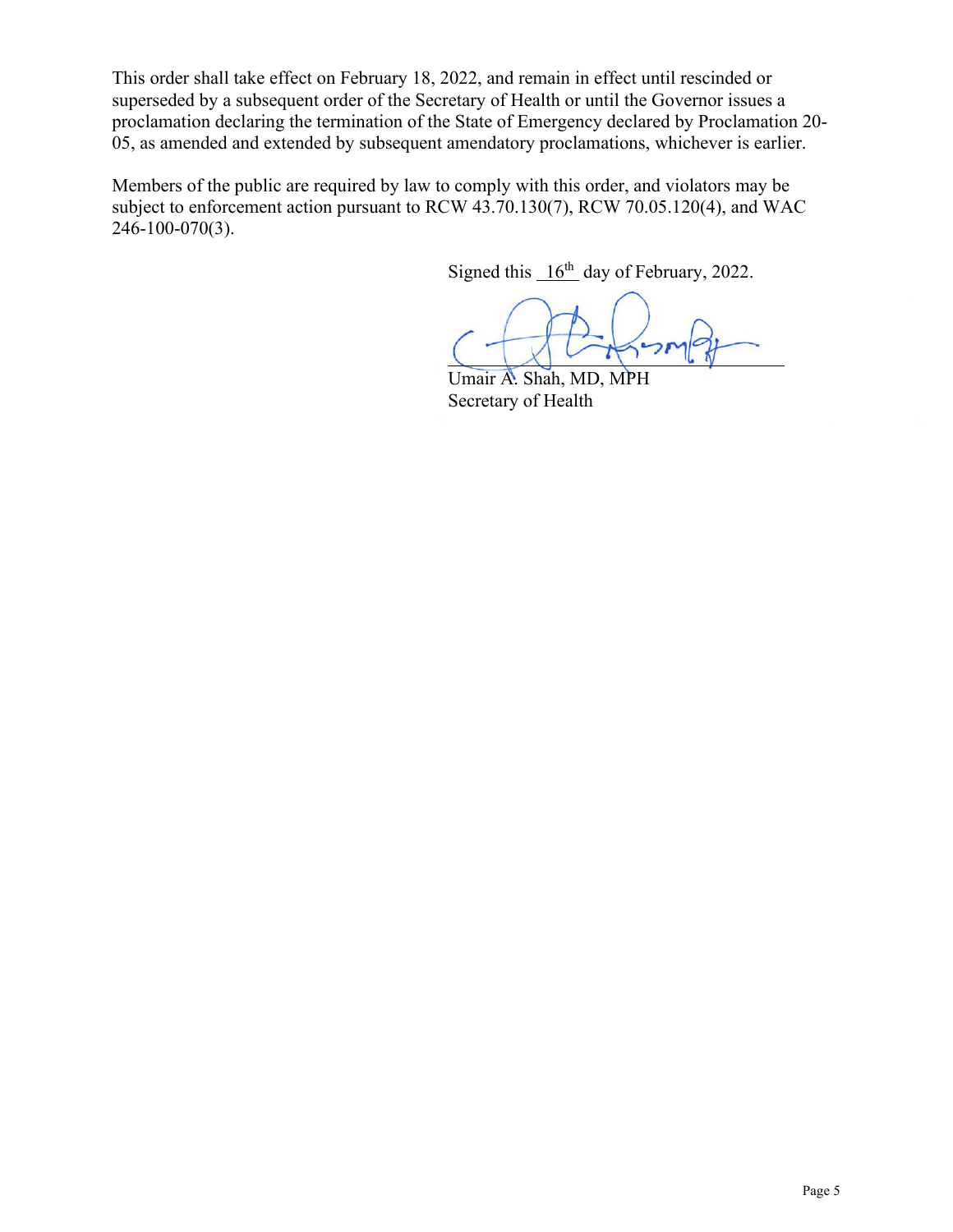This order shall take effect on February 18, 2022, and remain in effect until rescinded or superseded by a subsequent order of the Secretary of Health or until the Governor issues a proclamation declaring the termination of the State of Emergency declared by Proclamation 20-05, as amended and extended by subsequent amendatory proclamations, whichever is earlier.

Members of the public are required by law to comply with this order, and violators may be subject to enforcement action pursuant to RCW 43.70.130(7), RCW 70.05.120(4), and WAC 246-100-070(3).

Signed this 16th day of February, 2022.

Umair A. Shah, MD, MPH
Secretary of Health